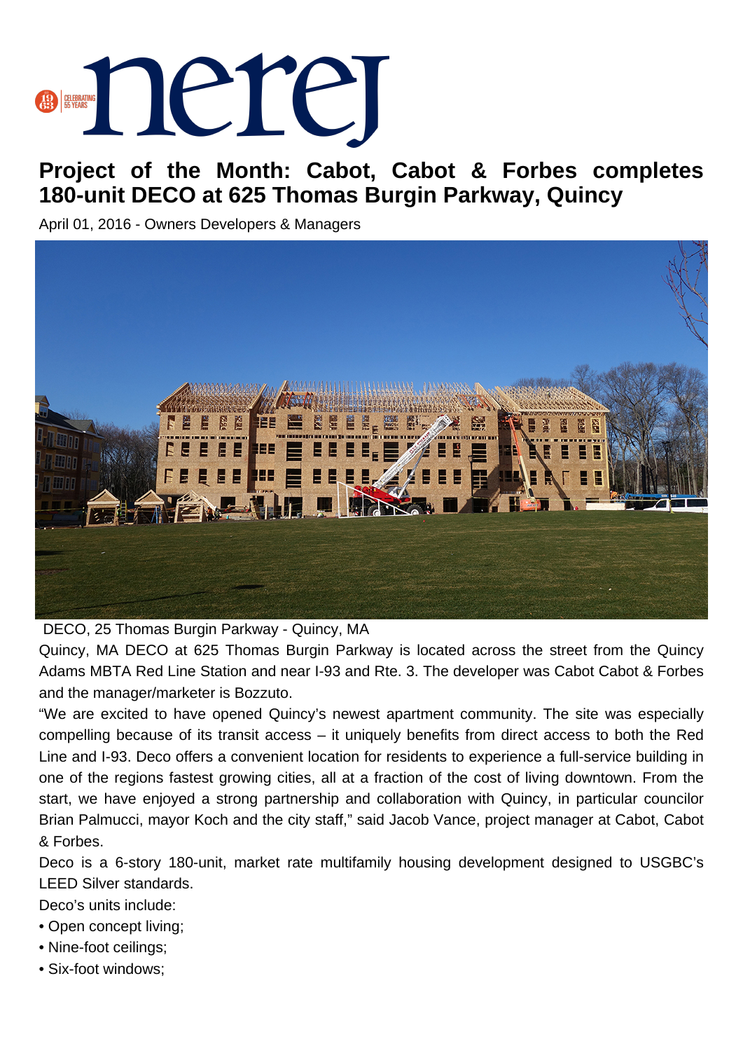# Project of the Month: Cabot, Cabot & Forbes completes 180-unit DECO at 625 Thomas Burgin Parkway, Quincy

April 01, 2016 - Owners Developers & Managers

DECO, 25 Thomas Burgin Parkway - Quincy, MA

Quincy, MA DECO at 625 Thomas Burgin Parkway is located across the street from the Quincy Adams MBTA Red Line Station and near I-93 and Rte. 3. The developer was Cabot Cabot & Forbes and the manager/marketer is Bozzuto.

"We are excited to have opened Quincy's newest apartment community. The site was especially compelling because of its transit access – it uniquely benefits from direct access to both the Red Line and I-93. Deco offers a convenient location for residents to experience a full-service building in one of the regions fastest growing cities, all at a fraction of the cost of living downtown. From the start, we have enjoyed a strong partnership and collaboration with Quincy, in particular councilor Brian Palmucci, mayor Koch and the city staff," said Jacob Vance, project manager at Cabot, Cabot & Forbes.

Deco is a 6-story 180-unit, market rate multifamily housing development designed to USGBC's LEED Silver standards.

Deco's units include:

- Open concept living;
- Nine-foot ceilings;
- Six-foot windows;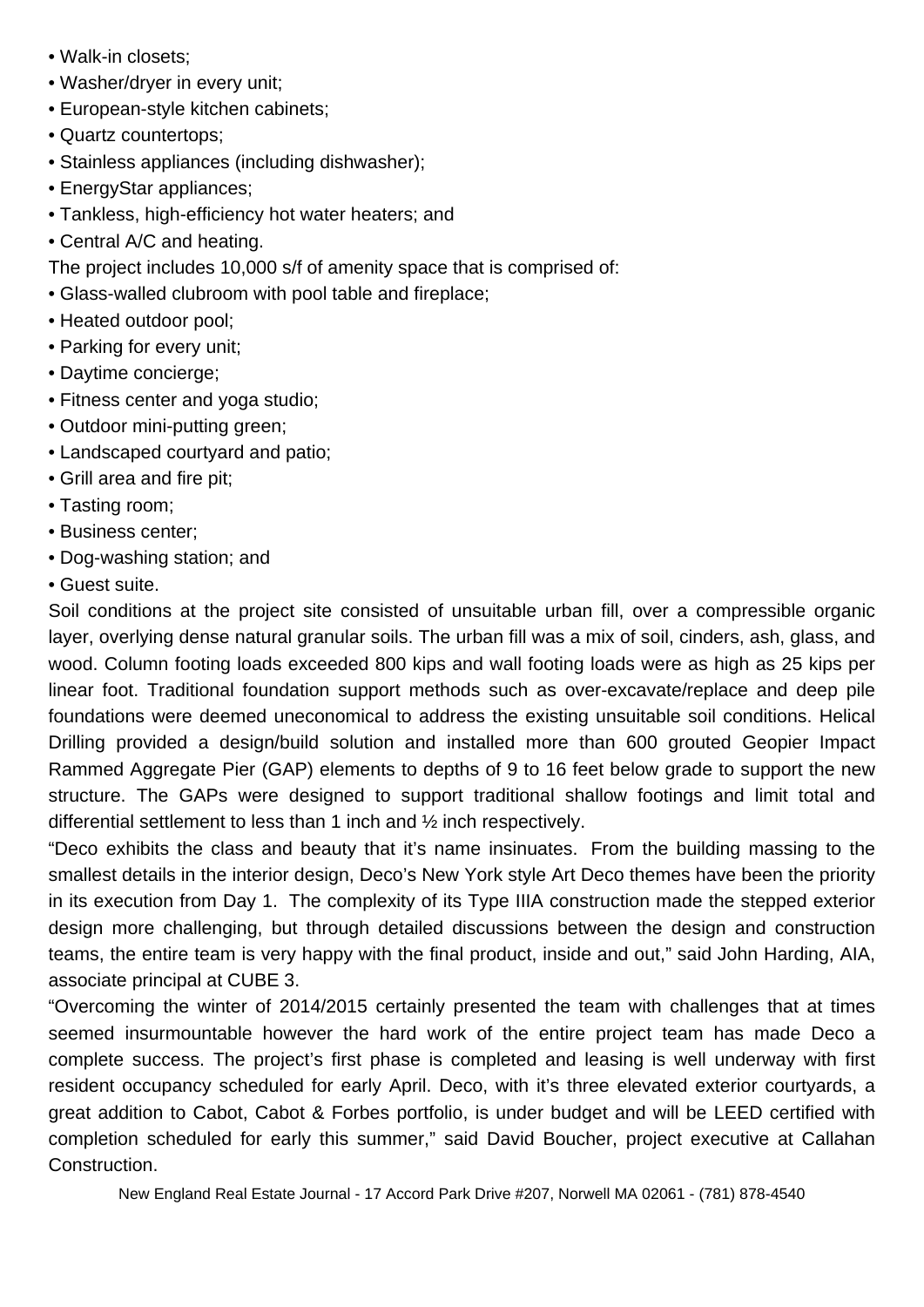- Walk-in closets;
- Washer/dryer in every unit;
- European-style kitchen cabinets;
- Quartz countertops;
- Stainless appliances (including dishwasher);
- EnergyStar appliances;
- Tankless, high-efficiency hot water heaters; and
- Central A/C and heating.

The project includes 10,000 s/f of amenity space that is comprised of:

- Glass-walled clubroom with pool table and fireplace;
- Heated outdoor pool;
- Parking for every unit;
- Daytime concierge;
- Fitness center and yoga studio;
- Outdoor mini-putting green;
- Landscaped courtyard and patio;
- Grill area and fire pit;
- Tasting room;
- Business center;
- Dog-washing station; and
- Guest suite.

Soil conditions at the project site consisted of unsuitable urban fill, over a compressible organic layer, overlying dense natural granular soils. The urban fill was a mix of soil, cinders, ash, glass, and wood. Column footing loads exceeded 800 kips and wall footing loads were as high as 25 kips per linear foot. Traditional foundation support methods such as over-excavate/replace and deep pile foundations were deemed uneconomical to address the existing unsuitable soil conditions. Helical Drilling provided a design/build solution and installed more than 600 grouted Geopier Impact Rammed Aggregate Pier (GAP) elements to depths of 9 to 16 feet below grade to support the new structure. The GAPs were designed to support traditional shallow footings and limit total and differential settlement to less than 1 inch and ½ inch respectively.

"Deco exhibits the class and beauty that it's name insinuates. From the building massing to the smallest details in the interior design, Deco's New York style Art Deco themes have been the priority in its execution from Day 1. The complexity of its Type IIIA construction made the stepped exterior design more challenging, but through detailed discussions between the design and construction teams, the entire team is very happy with the final product, inside and out," said John Harding, AIA, associate principal at CUBE 3.

"Overcoming the winter of 2014/2015 certainly presented the team with challenges that at times seemed insurmountable however the hard work of the entire project team has made Deco a complete success. The project's first phase is completed and leasing is well underway with first resident occupancy scheduled for early April. Deco, with it's three elevated exterior courtyards, a great addition to Cabot, Cabot & Forbes portfolio, is under budget and will be LEED certified with completion scheduled for early this summer," said David Boucher, project executive at Callahan Construction.